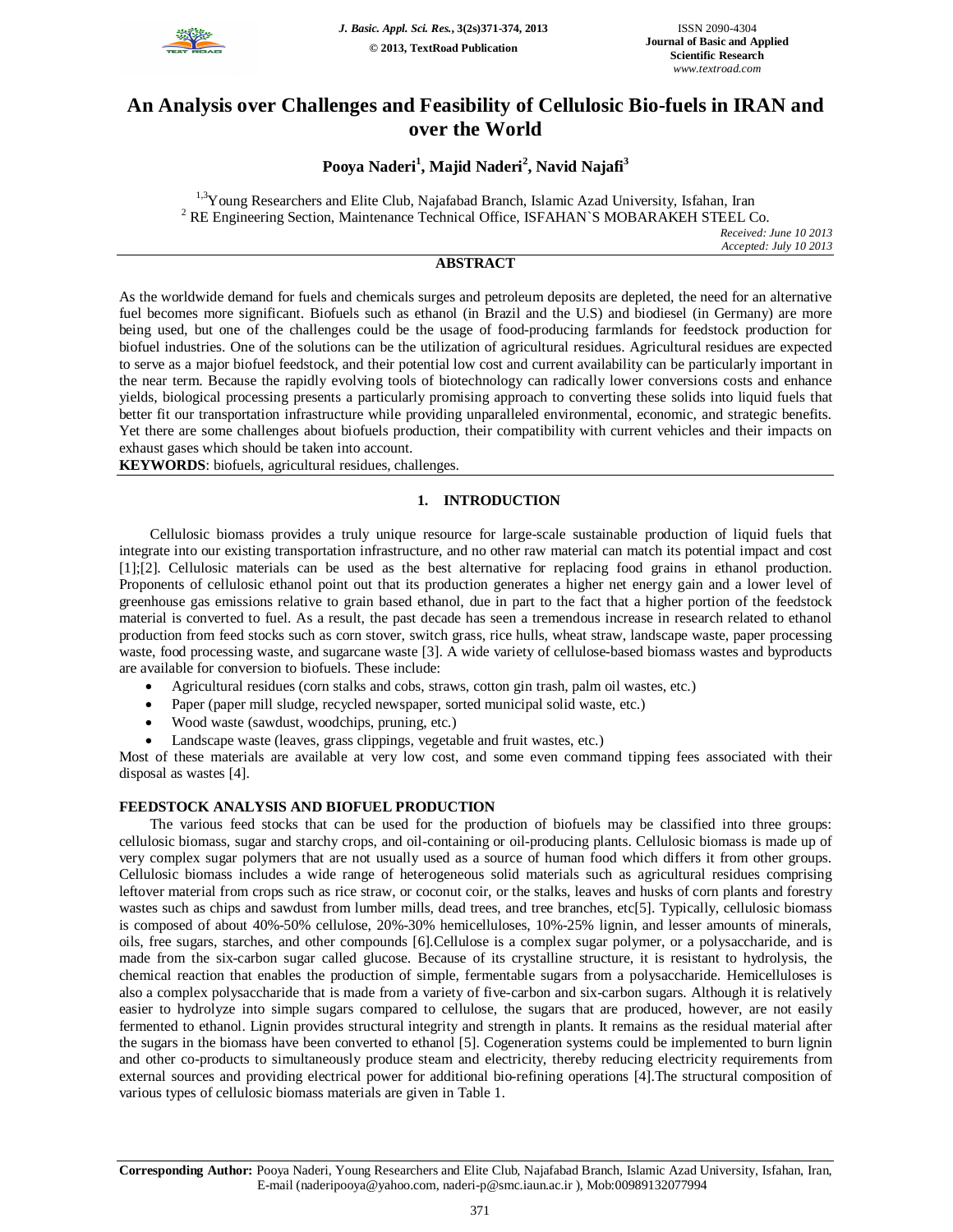# An Analysis over Challenges and Feasibility of Cellulosic Bio-fuels in IRAN and over the World

**Pooya Naderi[1], Majid Naderi[2], Navid Najafi[3]**

[1,3]Young Researchers and Elite Club, Najafabad Branch, Islamic Azad University, Isfahan, Iran
[2] RE Engineering Section, Maintenance Technical Office, ISFAHAN`S MOBARAKEH STEEL Co.

*Received: June 10 2013*
*Accepted: July 10 2013*

## ABSTRACT

As the worldwide demand for fuels and chemicals surges and petroleum deposits are depleted, the need for an alternative fuel becomes more significant. Biofuels such as ethanol (in Brazil and the U.S) and biodiesel (in Germany) are more being used, but one of the challenges could be the usage of food-producing farmlands for feedstock production for biofuel industries. One of the solutions can be the utilization of agricultural residues. Agricultural residues are expected to serve as a major biofuel feedstock, and their potential low cost and current availability can be particularly important in the near term. Because the rapidly evolving tools of biotechnology can radically lower conversions costs and enhance yields, biological processing presents a particularly promising approach to converting these solids into liquid fuels that better fit our transportation infrastructure while providing unparalleled environmental, economic, and strategic benefits. Yet there are some challenges about biofuels production, their compatibility with current vehicles and their impacts on exhaust gases which should be taken into account.

**KEYWORDS**: biofuels, agricultural residues, challenges.

## 1. INTRODUCTION

Cellulosic biomass provides a truly unique resource for large-scale sustainable production of liquid fuels that integrate into our existing transportation infrastructure, and no other raw material can match its potential impact and cost [1];[2]. Cellulosic materials can be used as the best alternative for replacing food grains in ethanol production. Proponents of cellulosic ethanol point out that its production generates a higher net energy gain and a lower level of greenhouse gas emissions relative to grain based ethanol, due in part to the fact that a higher portion of the feedstock material is converted to fuel. As a result, the past decade has seen a tremendous increase in research related to ethanol production from feed stocks such as corn stover, switch grass, rice hulls, wheat straw, landscape waste, paper processing waste, food processing waste, and sugarcane waste [3]. A wide variety of cellulose-based biomass wastes and byproducts are available for conversion to biofuels. These include:

- Agricultural residues (corn stalks and cobs, straws, cotton gin trash, palm oil wastes, etc.)
- Paper (paper mill sludge, recycled newspaper, sorted municipal solid waste, etc.)
- Wood waste (sawdust, woodchips, pruning, etc.)
- Landscape waste (leaves, grass clippings, vegetable and fruit wastes, etc.)

Most of these materials are available at very low cost, and some even command tipping fees associated with their disposal as wastes [4].

### FEEDSTOCK ANALYSIS AND BIOFUEL PRODUCTION

The various feed stocks that can be used for the production of biofuels may be classified into three groups: cellulosic biomass, sugar and starchy crops, and oil-containing or oil-producing plants. Cellulosic biomass is made up of very complex sugar polymers that are not usually used as a source of human food which differs it from other groups. Cellulosic biomass includes a wide range of heterogeneous solid materials such as agricultural residues comprising leftover material from crops such as rice straw, or coconut coir, or the stalks, leaves and husks of corn plants and forestry wastes such as chips and sawdust from lumber mills, dead trees, and tree branches, etc[5]. Typically, cellulosic biomass is composed of about 40%-50% cellulose, 20%-30% hemicelluloses, 10%-25% lignin, and lesser amounts of minerals, oils, free sugars, starches, and other compounds [6].Cellulose is a complex sugar polymer, or a polysaccharide, and is made from the six-carbon sugar called glucose. Because of its crystalline structure, it is resistant to hydrolysis, the chemical reaction that enables the production of simple, fermentable sugars from a polysaccharide. Hemicelluloses is also a complex polysaccharide that is made from a variety of five-carbon and six-carbon sugars. Although it is relatively easier to hydrolyze into simple sugars compared to cellulose, the sugars that are produced, however, are not easily fermented to ethanol. Lignin provides structural integrity and strength in plants. It remains as the residual material after the sugars in the biomass have been converted to ethanol [5]. Cogeneration systems could be implemented to burn lignin and other co-products to simultaneously produce steam and electricity, thereby reducing electricity requirements from external sources and providing electrical power for additional bio-refining operations [4].The structural composition of various types of cellulosic biomass materials are given in Table 1.

**Corresponding Author:** Pooya Naderi, Young Researchers and Elite Club, Najafabad Branch, Islamic Azad University, Isfahan, Iran, E-mail (naderipooya@yahoo.com, naderi-p@smc.iaun.ac.ir ), Mob:00989132077994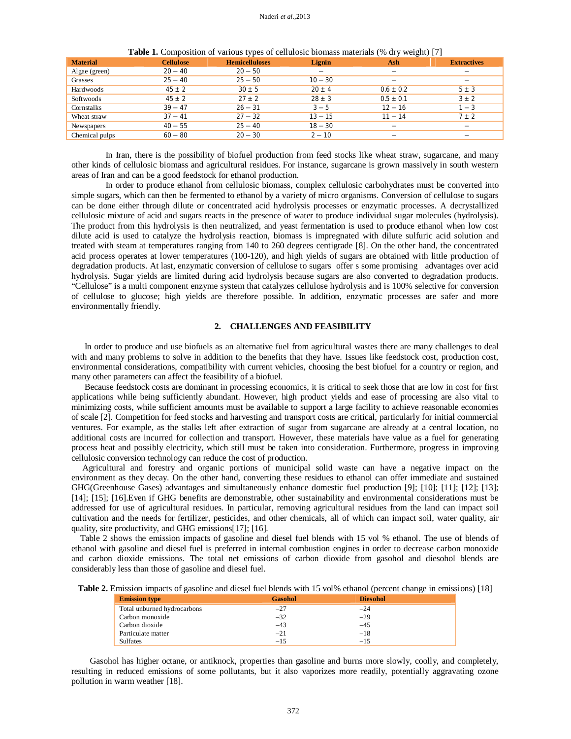**Table 1.** Composition of various types of cellulosic biomass materials (% dry weight) [7]

| Material | Cellulose | Hemicelluloses | Lignin | Ash | Extractives |
|---|---|---|---|---|---|
| Algae (green) | $20-40$ | $20-50$ | − | − | − |
| Grasses | $25-40$ | $25-50$ | $10-30$ | − | − |
| Hardwoods | $45 \pm 2$ | $30 \pm 5$ | $20 \pm 4$ | $0.6 \pm 0.2$ | $5 \pm 3$ |
| Softwoods | $45 \pm 2$ | $27 \pm 2$ | $28 \pm 3$ | $0.5 \pm 0.1$ | $3 \pm 2$ |
| Cornstalks | $39-47$ | $26-31$ | $3-5$ | $12-16$ | $1-3$ |
| Wheat straw | $37-41$ | $27-32$ | $13-15$ | $11-14$ | $7 \pm 2$ |
| Newspapers | $40-55$ | $25-40$ | $18-30$ | − | − |
| Chemical pulps | $60-80$ | $20-30$ | $2-10$ | − | − |

In Iran, there is the possibility of biofuel production from feed stocks like wheat straw, sugarcane, and many other kinds of cellulosic biomass and agricultural residues. For instance, sugarcane is grown massively in south western areas of Iran and can be a good feedstock for ethanol production.

In order to produce ethanol from cellulosic biomass, complex cellulosic carbohydrates must be converted into simple sugars, which can then be fermented to ethanol by a variety of micro organisms. Conversion of cellulose to sugars can be done either through dilute or concentrated acid hydrolysis processes or enzymatic processes. A decrystallized cellulosic mixture of acid and sugars reacts in the presence of water to produce individual sugar molecules (hydrolysis). The product from this hydrolysis is then neutralized, and yeast fermentation is used to produce ethanol when low cost dilute acid is used to catalyze the hydrolysis reaction, biomass is impregnated with dilute sulfuric acid solution and treated with steam at temperatures ranging from 140 to 260 degrees centigrade [8]. On the other hand, the concentrated acid process operates at lower temperatures (100-120), and high yields of sugars are obtained with little production of degradation products. At last, enzymatic conversion of cellulose to sugars offer s some promising advantages over acid hydrolysis. Sugar yields are limited during acid hydrolysis because sugars are also converted to degradation products. “Cellulose” is a multi component enzyme system that catalyzes cellulose hydrolysis and is 100% selective for conversion of cellulose to glucose; high yields are therefore possible. In addition, enzymatic processes are safer and more environmentally friendly.

## 2. CHALLENGES AND FEASIBILITY

In order to produce and use biofuels as an alternative fuel from agricultural wastes there are many challenges to deal with and many problems to solve in addition to the benefits that they have. Issues like feedstock cost, production cost, environmental considerations, compatibility with current vehicles, choosing the best biofuel for a country or region, and many other parameters can affect the feasibility of a biofuel.

Because feedstock costs are dominant in processing economics, it is critical to seek those that are low in cost for first applications while being sufficiently abundant. However, high product yields and ease of processing are also vital to minimizing costs, while sufficient amounts must be available to support a large facility to achieve reasonable economies of scale [2]. Competition for feed stocks and harvesting and transport costs are critical, particularly for initial commercial ventures. For example, as the stalks left after extraction of sugar from sugarcane are already at a central location, no additional costs are incurred for collection and transport. However, these materials have value as a fuel for generating process heat and possibly electricity, which still must be taken into consideration. Furthermore, progress in improving cellulosic conversion technology can reduce the cost of production.

Agricultural and forestry and organic portions of municipal solid waste can have a negative impact on the environment as they decay. On the other hand, converting these residues to ethanol can offer immediate and sustained GHG(Greenhouse Gases) advantages and simultaneously enhance domestic fuel production [9]; [10]; [11]; [12]; [13]; [14]; [15]; [16].Even if GHG benefits are demonstrable, other sustainability and environmental considerations must be addressed for use of agricultural residues. In particular, removing agricultural residues from the land can impact soil cultivation and the needs for fertilizer, pesticides, and other chemicals, all of which can impact soil, water quality, air quality, site productivity, and GHG emissions[17]; [16].

Table 2 shows the emission impacts of gasoline and diesel fuel blends with 15 vol % ethanol. The use of blends of ethanol with gasoline and diesel fuel is preferred in internal combustion engines in order to decrease carbon monoxide and carbon dioxide emissions. The total net emissions of carbon dioxide from gasohol and diesohol blends are considerably less than those of gasoline and diesel fuel.

**Table 2.** Emission impacts of gasoline and diesel fuel blends with 15 vol% ethanol (percent change in emissions) [18]

| Emission type | Gasohol | Diesohol |
|---|---|---|
| Total unburned hydrocarbons | −27 | −24 |
| Carbon monoxide | −32 | −29 |
| Carbon dioxide | −43 | −45 |
| Particulate matter | −21 | −18 |
| Sulfates | −15 | −15 |

Gasohol has higher octane, or antiknock, properties than gasoline and burns more slowly, coolly, and completely, resulting in reduced emissions of some pollutants, but it also vaporizes more readily, potentially aggravating ozone pollution in warm weather [18].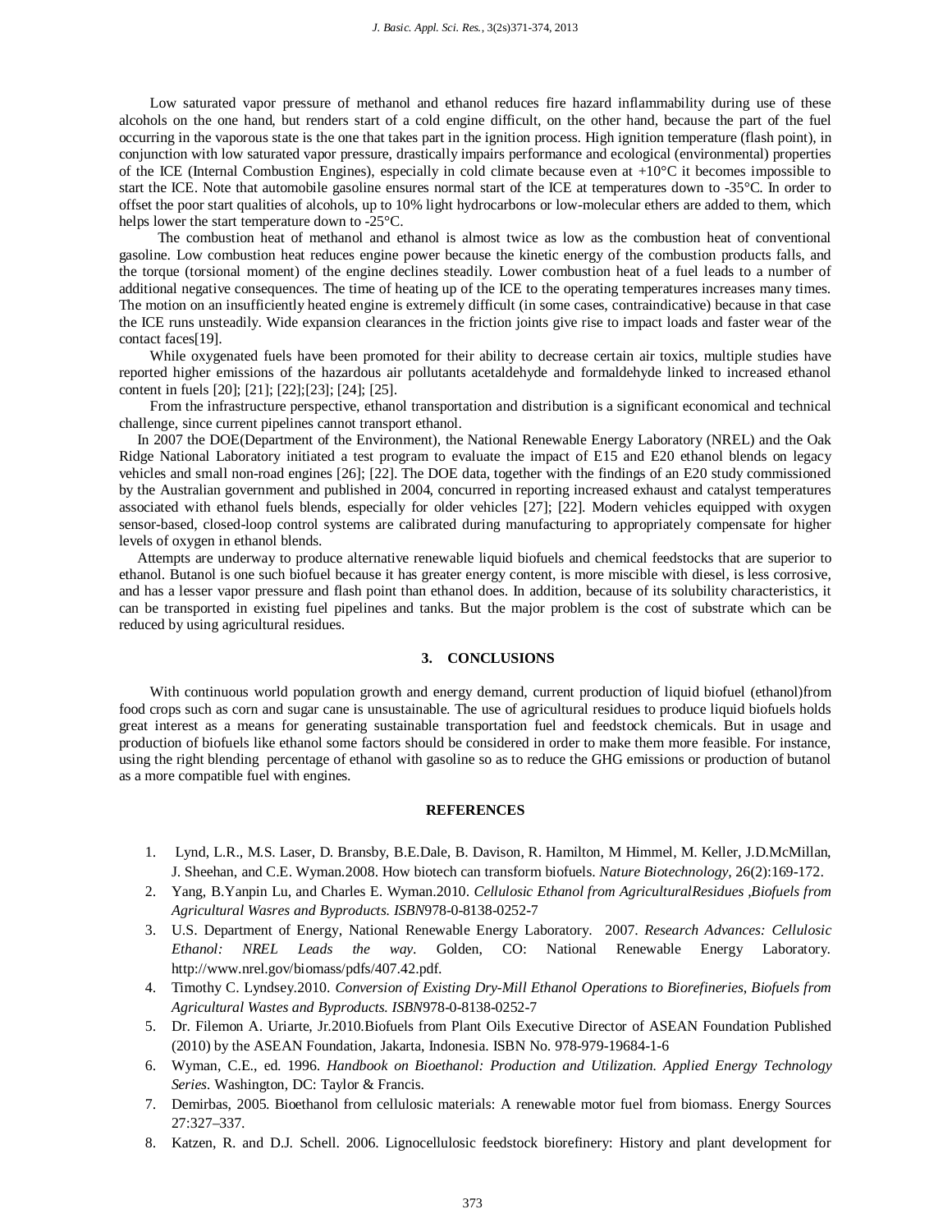Low saturated vapor pressure of methanol and ethanol reduces fire hazard inflammability during use of these alcohols on the one hand, but renders start of a cold engine difficult, on the other hand, because the part of the fuel occurring in the vaporous state is the one that takes part in the ignition process. High ignition temperature (flash point), in conjunction with low saturated vapor pressure, drastically impairs performance and ecological (environmental) properties of the ICE (Internal Combustion Engines), especially in cold climate because even at +10°C it becomes impossible to start the ICE. Note that automobile gasoline ensures normal start of the ICE at temperatures down to -35°C. In order to offset the poor start qualities of alcohols, up to 10% light hydrocarbons or low-molecular ethers are added to them, which helps lower the start temperature down to -25°C.

The combustion heat of methanol and ethanol is almost twice as low as the combustion heat of conventional gasoline. Low combustion heat reduces engine power because the kinetic energy of the combustion products falls, and the torque (torsional moment) of the engine declines steadily. Lower combustion heat of a fuel leads to a number of additional negative consequences. The time of heating up of the ICE to the operating temperatures increases many times. The motion on an insufficiently heated engine is extremely difficult (in some cases, contraindicative) because in that case the ICE runs unsteadily. Wide expansion clearances in the friction joints give rise to impact loads and faster wear of the contact faces[19].

While oxygenated fuels have been promoted for their ability to decrease certain air toxics, multiple studies have reported higher emissions of the hazardous air pollutants acetaldehyde and formaldehyde linked to increased ethanol content in fuels [20]; [21]; [22];[23]; [24]; [25].

From the infrastructure perspective, ethanol transportation and distribution is a significant economical and technical challenge, since current pipelines cannot transport ethanol.

In 2007 the DOE(Department of the Environment), the National Renewable Energy Laboratory (NREL) and the Oak Ridge National Laboratory initiated a test program to evaluate the impact of E15 and E20 ethanol blends on legacy vehicles and small non-road engines [26]; [22]. The DOE data, together with the findings of an E20 study commissioned by the Australian government and published in 2004, concurred in reporting increased exhaust and catalyst temperatures associated with ethanol fuels blends, especially for older vehicles [27]; [22]. Modern vehicles equipped with oxygen sensor-based, closed-loop control systems are calibrated during manufacturing to appropriately compensate for higher levels of oxygen in ethanol blends.

Attempts are underway to produce alternative renewable liquid biofuels and chemical feedstocks that are superior to ethanol. Butanol is one such biofuel because it has greater energy content, is more miscible with diesel, is less corrosive, and has a lesser vapor pressure and flash point than ethanol does. In addition, because of its solubility characteristics, it can be transported in existing fuel pipelines and tanks. But the major problem is the cost of substrate which can be reduced by using agricultural residues.

## 3. CONCLUSIONS

With continuous world population growth and energy demand, current production of liquid biofuel (ethanol)from food crops such as corn and sugar cane is unsustainable. The use of agricultural residues to produce liquid biofuels holds great interest as a means for generating sustainable transportation fuel and feedstock chemicals. But in usage and production of biofuels like ethanol some factors should be considered in order to make them more feasible. For instance, using the right blending percentage of ethanol with gasoline so as to reduce the GHG emissions or production of butanol as a more compatible fuel with engines.

## REFERENCES

1. Lynd, L.R., M.S. Laser, D. Bransby, B.E.Dale, B. Davison, R. Hamilton, M Himmel, M. Keller, J.D.McMillan, J. Sheehan, and C.E. Wyman.2008. How biotech can transform biofuels. *Nature Biotechnology*, 26(2):169-172.
2. Yang, B.Yanpin Lu, and Charles E. Wyman.2010. *Cellulosic Ethanol from AgriculturalResidues ,Biofuels from Agricultural Wasres and Byproducts. ISBN*978-0-8138-0252-7
3. U.S. Department of Energy, National Renewable Energy Laboratory. 2007. *Research Advances: Cellulosic Ethanol: NREL Leads the way*. Golden, CO: National Renewable Energy Laboratory. http://www.nrel.gov/biomass/pdfs/407.42.pdf.
4. Timothy C. Lyndsey.2010. *Conversion of Existing Dry-Mill Ethanol Operations to Biorefineries*, *Biofuels from Agricultural Wastes and Byproducts. ISBN*978-0-8138-0252-7
5. Dr. Filemon A. Uriarte, Jr.2010.Biofuels from Plant Oils Executive Director of ASEAN Foundation Published (2010) by the ASEAN Foundation, Jakarta, Indonesia. ISBN No. 978-979-19684-1-6
6. Wyman, C.E., ed. 1996. *Handbook on Bioethanol: Production and Utilization. Applied Energy Technology Series*. Washington, DC: Taylor & Francis.
7. Demirbas, 2005. Bioethanol from cellulosic materials: A renewable motor fuel from biomass. Energy Sources 27:327–337.
8. Katzen, R. and D.J. Schell. 2006. Lignocellulosic feedstock biorefinery: History and plant development for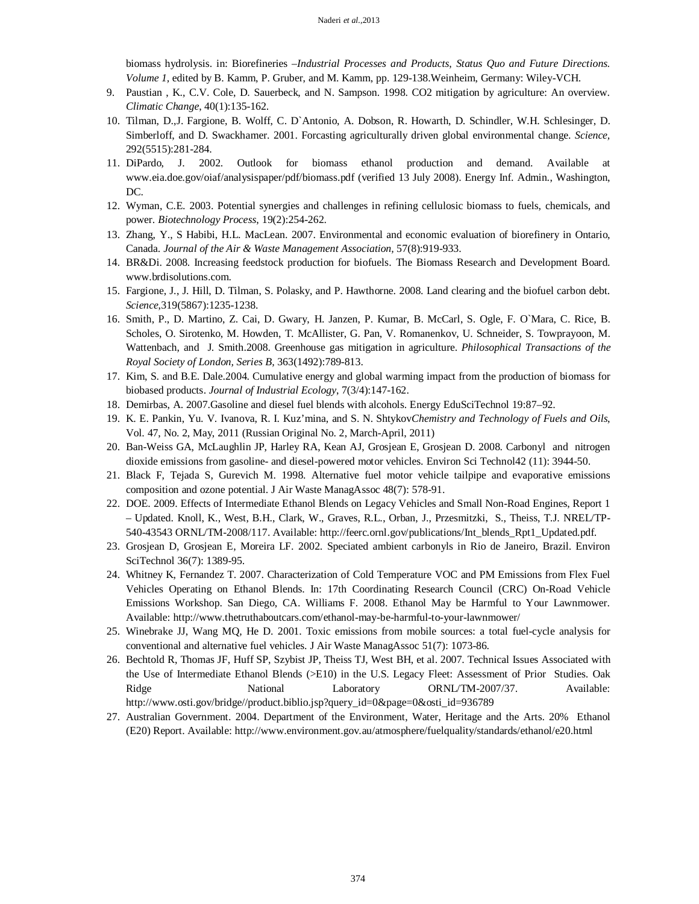biomass hydrolysis. in: Biorefineries –*Industrial Processes and Products, Status Quo and Future Directions. Volume 1*, edited by B. Kamm, P. Gruber, and M. Kamm, pp. 129-138.Weinheim, Germany: Wiley-VCH.

9. Paustian , K., C.V. Cole, D. Sauerbeck, and N. Sampson. 1998. CO2 mitigation by agriculture: An overview. *Climatic Change*, 40(1):135-162.
10. Tilman, D.,J. Fargione, B. Wolff, C. D`Antonio, A. Dobson, R. Howarth, D. Schindler, W.H. Schlesinger, D. Simberloff, and D. Swackhamer. 2001. Forcasting agriculturally driven global environmental change. *Science*, 292(5515):281-284.
11. DiPardo, J. 2002. Outlook for biomass ethanol production and demand. Available at www.eia.doe.gov/oiaf/analysispaper/pdf/biomass.pdf (verified 13 July 2008). Energy Inf. Admin., Washington, DC.
12. Wyman, C.E. 2003. Potential synergies and challenges in refining cellulosic biomass to fuels, chemicals, and power. *Biotechnology Process*, 19(2):254-262.
13. Zhang, Y., S Habibi, H.L. MacLean. 2007. Environmental and economic evaluation of biorefinery in Ontario, Canada. *Journal of the Air & Waste Management Association*, 57(8):919-933.
14. BR&Di. 2008. Increasing feedstock production for biofuels. The Biomass Research and Development Board. www.brdisolutions.com.
15. Fargione, J., J. Hill, D. Tilman, S. Polasky, and P. Hawthorne. 2008. Land clearing and the biofuel carbon debt. *Science*,319(5867):1235-1238.
16. Smith, P., D. Martino, Z. Cai, D. Gwary, H. Janzen, P. Kumar, B. McCarl, S. Ogle, F. O`Mara, C. Rice, B. Scholes, O. Sirotenko, M. Howden, T. McAllister, G. Pan, V. Romanenkov, U. Schneider, S. Towprayoon, M. Wattenbach, and J. Smith.2008. Greenhouse gas mitigation in agriculture. *Philosophical Transactions of the Royal Society of London, Series B*, 363(1492):789-813.
17. Kim, S. and B.E. Dale.2004. Cumulative energy and global warming impact from the production of biomass for biobased products. *Journal of Industrial Ecology*, 7(3/4):147-162.
18. Demirbas, A. 2007.Gasoline and diesel fuel blends with alcohols. Energy EduSciTechnol 19:87–92.
19. K. E. Pankin, Yu. V. Ivanova, R. I. Kuz'mina, and S. N. Shtykov*Chemistry and Technology of Fuels and Oils*, Vol. 47, No. 2, May, 2011 (Russian Original No. 2, March-April, 2011)
20. Ban-Weiss GA, McLaughlin JP, Harley RA, Kean AJ, Grosjean E, Grosjean D. 2008. Carbonyl and nitrogen dioxide emissions from gasoline- and diesel-powered motor vehicles. Environ Sci Technol42 (11): 3944-50.
21. Black F, Tejada S, Gurevich M. 1998. Alternative fuel motor vehicle tailpipe and evaporative emissions composition and ozone potential. J Air Waste ManagAssoc 48(7): 578-91.
22. DOE. 2009. Effects of Intermediate Ethanol Blends on Legacy Vehicles and Small Non-Road Engines, Report 1 – Updated. Knoll, K., West, B.H., Clark, W., Graves, R.L., Orban, J., Przesmitzki, S., Theiss, T.J. NREL/TP-540-43543 ORNL/TM-2008/117. Available: http://feerc.ornl.gov/publications/Int_blends_Rpt1_Updated.pdf.
23. Grosjean D, Grosjean E, Moreira LF. 2002. Speciated ambient carbonyls in Rio de Janeiro, Brazil. Environ SciTechnol 36(7): 1389-95.
24. Whitney K, Fernandez T. 2007. Characterization of Cold Temperature VOC and PM Emissions from Flex Fuel Vehicles Operating on Ethanol Blends. In: 17th Coordinating Research Council (CRC) On-Road Vehicle Emissions Workshop. San Diego, CA. Williams F. 2008. Ethanol May be Harmful to Your Lawnmower. Available: http://www.thetruthaboutcars.com/ethanol-may-be-harmful-to-your-lawnmower/
25. Winebrake JJ, Wang MQ, He D. 2001. Toxic emissions from mobile sources: a total fuel-cycle analysis for conventional and alternative fuel vehicles. J Air Waste ManagAssoc 51(7): 1073-86.
26. Bechtold R, Thomas JF, Huff SP, Szybist JP, Theiss TJ, West BH, et al. 2007. Technical Issues Associated with the Use of Intermediate Ethanol Blends (>E10) in the U.S. Legacy Fleet: Assessment of Prior Studies. Oak Ridge National Laboratory ORNL/TM-2007/37. Available: http://www.osti.gov/bridge//product.biblio.jsp?query_id=0&page=0&osti_id=936789
27. Australian Government. 2004. Department of the Environment, Water, Heritage and the Arts. 20% Ethanol (E20) Report. Available: http://www.environment.gov.au/atmosphere/fuelquality/standards/ethanol/e20.html